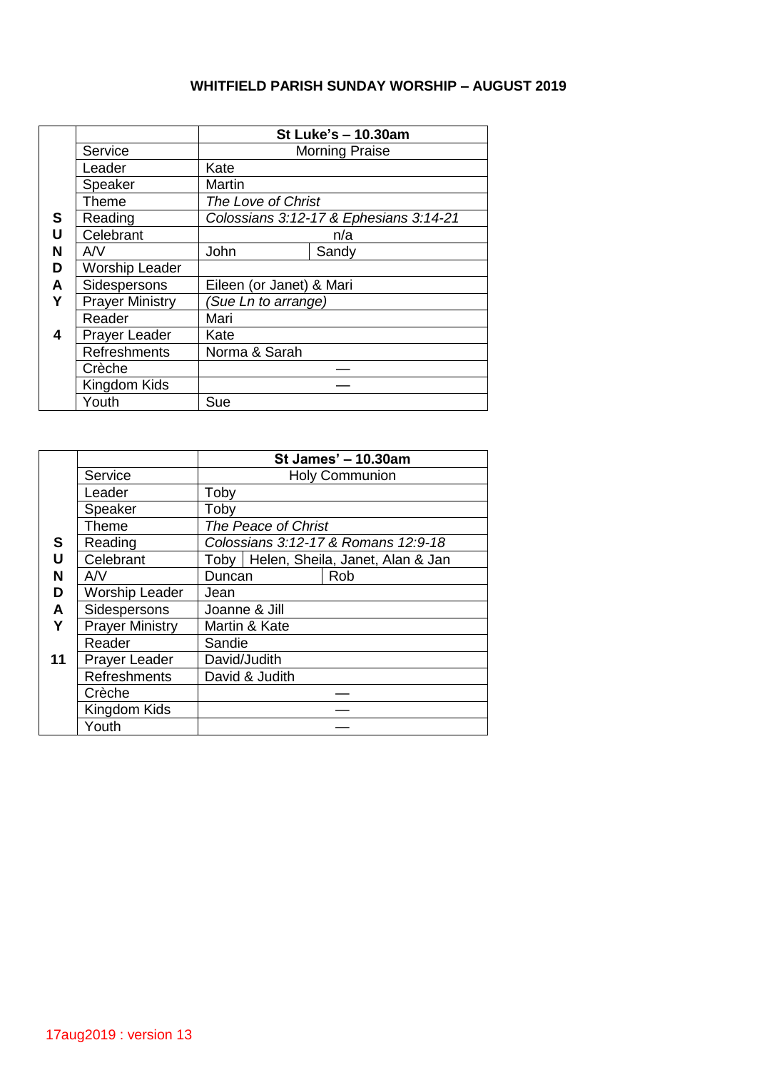**WHITFIELD PARISH SUNDAY WORSHIP – AUGUST 2019**

| | | | |
|---|---|---|---|
| **SUNDAY 4** | | **St Luke's – 10.30am** | |
| | Service | Morning Praise | |
| | Leader | Kate | |
| | Speaker | Martin | |
| | Theme | *The Love of Christ* | |
| | Reading | *Colossians 3:12-17 & Ephesians 3:14-21* | |
| | Celebrant | n/a | |
| | A/V | John | Sandy |
| | Worship Leader | | |
| | Sidespersons | Eileen (or Janet) & Mari | |
| | Prayer Ministry | *(Sue Ln to arrange)* | |
| | Reader | Mari | |
| | Prayer Leader | Kate | |
| | Refreshments | Norma & Sarah | |
| | Crèche | — | |
| | Kingdom Kids | — | |
| | Youth | Sue | |

| | | | |
|---|---|---|---|
| **SUNDAY 11** | | **St James' – 10.30am** | |
| | Service | Holy Communion | |
| | Leader | Toby | |
| | Speaker | Toby | |
| | Theme | *The Peace of Christ* | |
| | Reading | *Colossians 3:12-17 & Romans 12:9-18* | |
| | Celebrant | Toby | Helen, Sheila, Janet, Alan & Jan |
| | A/V | Duncan | Rob |
| | Worship Leader | Jean | |
| | Sidespersons | Joanne & Jill | |
| | Prayer Ministry | Martin & Kate | |
| | Reader | Sandie | |
| | Prayer Leader | David/Judith | |
| | Refreshments | David & Judith | |
| | Crèche | — | |
| | Kingdom Kids | — | |
| | Youth | — | |

17aug2019 : version 13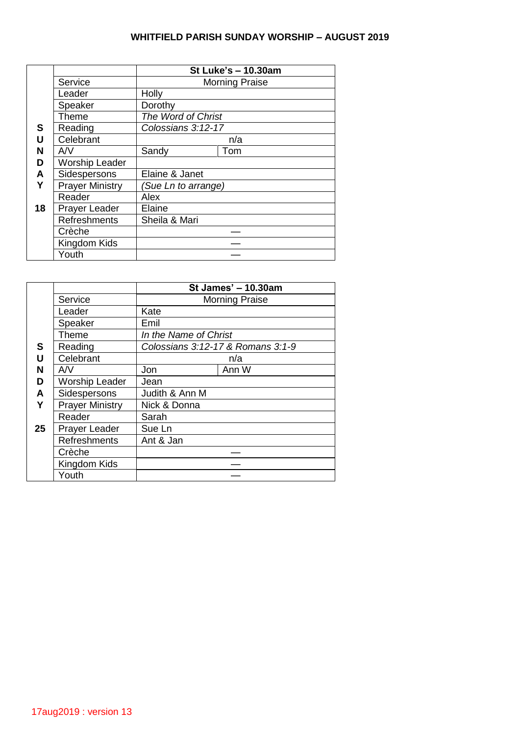## WHITFIELD PARISH SUNDAY WORSHIP – AUGUST 2019

| | | St Luke's – 10.30am | |
|---|---|---|---|
| SUNDAY 18 | Service | Morning Praise | |
| | Leader | Holly | |
| | Speaker | Dorothy | |
| | Theme | *The Word of Christ* | |
| | Reading | *Colossians 3:12-17* | |
| | Celebrant | n/a | |
| | A/V | Sandy | Tom |
| | Worship Leader | | |
| | Sidespersons | Elaine & Janet | |
| | Prayer Ministry | *(Sue Ln to arrange)* | |
| | Reader | Alex | |
| | Prayer Leader | Elaine | |
| | Refreshments | Sheila & Mari | |
| | Crèche | — | |
| | Kingdom Kids | — | |
| | Youth | — | |

| | | St James' – 10.30am | |
|---|---|---|---|
| SUNDAY 25 | Service | Morning Praise | |
| | Leader | Kate | |
| | Speaker | Emil | |
| | Theme | *In the Name of Christ* | |
| | Reading | *Colossians 3:12-17 & Romans 3:1-9* | |
| | Celebrant | n/a | |
| | A/V | Jon | Ann W |
| | Worship Leader | Jean | |
| | Sidespersons | Judith & Ann M | |
| | Prayer Ministry | Nick & Donna | |
| | Reader | Sarah | |
| | Prayer Leader | Sue Ln | |
| | Refreshments | Ant & Jan | |
| | Crèche | — | |
| | Kingdom Kids | — | |
| | Youth | — | |

17aug2019 : version 13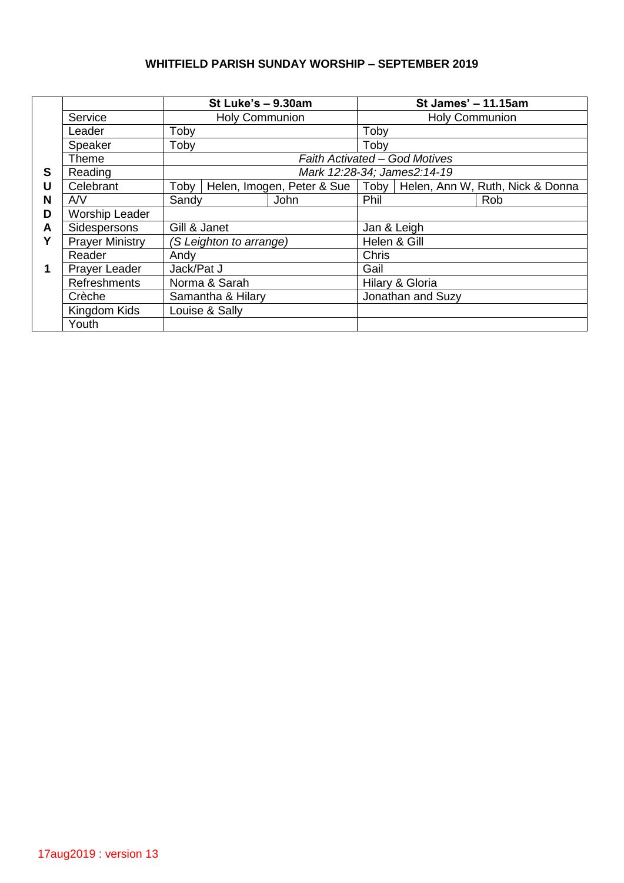**WHITFIELD PARISH SUNDAY WORSHIP – SEPTEMBER 2019**

| | | **St Luke's – 9.30am** | | **St James' – 11.15am** | |
|---|---|---|---|---|---|
| S | Service | Holy Communion | | Holy Communion | |
| U | Leader | Toby | | Toby | |
| N | Speaker | Toby | | Toby | |
| D | Theme | *Faith Activated – God Motives* | | | |
| A | Reading | *Mark 12:28-34; James2:14-19* | | | |
| Y | Celebrant | Toby | Helen, Imogen, Peter & Sue | Toby | Helen, Ann W, Ruth, Nick & Donna |
| 1 | A/V | Sandy | John | Phil | Rob |
| | Worship Leader | | | | |
| | Sidespersons | Gill & Janet | | Jan & Leigh | |
| | Prayer Ministry | *(S Leighton to arrange)* | | Helen & Gill | |
| | Reader | Andy | | Chris | |
| | Prayer Leader | Jack/Pat J | | Gail | |
| | Refreshments | Norma & Sarah | | Hilary & Gloria | |
| | Crèche | Samantha & Hilary | | Jonathan and Suzy | |
| | Kingdom Kids | Louise & Sally | | | |
| | Youth | | | | |

17aug2019 : version 13